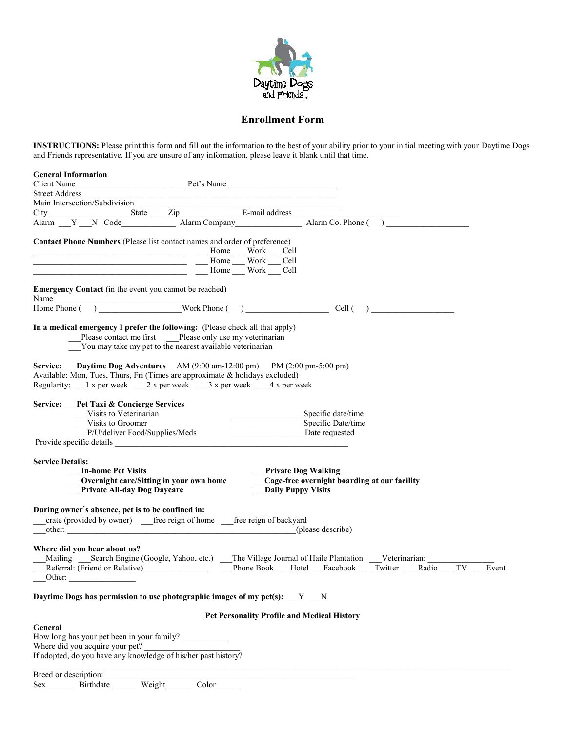Daytime Dogs and Friends

# Enrollment Form

**INSTRUCTIONS:** Please print this form and fill out the information to the best of your ability prior to your initial meeting with your Daytime Dogs and Friends representative. If you are unsure of any information, please leave it blank until that time.

**General Information**

Client Name _________________________ Pet's Name _________________________

Street Address ____________________________________________________________

Main Intersection/Subdivision ____________________________________________________

City __________________ State ____ Zip _____________ E-mail address _________________________

Alarm ___Y ___N Code____________ Alarm Company_______________ Alarm Co. Phone (    ) ___________________

**Contact Phone Numbers** (Please list contact names and order of preference)

____________________________________ ___ Home ___ Work ___ Cell

____________________________________ ___ Home ___ Work ___ Cell

____________________________________ ___ Home ___ Work ___ Cell

**Emergency Contact** (in the event you cannot be reached)

Name ________________________________________

Home Phone (    ) ___________________Work Phone (    ) ___________________ Cell (    ) ___________________

**In a medical emergency I prefer the following:** (Please check all that apply)

___Please contact me first ___Please only use my veterinarian

___You may take my pet to the nearest available veterinarian

**Service: ___Daytime Dog Adventures** AM (9:00 am-12:00 pm) PM (2:00 pm-5:00 pm)

Available: Mon, Tues, Thurs, Fri (Times are approximate & holidays excluded)

Regularity: ___1 x per week ___2 x per week ___3 x per week ___4 x per week

**Service: ___Pet Taxi & Concierge Services**

___Visits to Veterinarian ________________Specific date/time

___Visits to Groomer ________________Specific Date/time

___P/U/deliver Food/Supplies/Meds ________________Date requested

Provide specific details _______________________________________________________

**Service Details:**

___**In-home Pet Visits**

___**Overnight care/Sitting in your own home**

___**Private All-day Dog Daycare**

___**Private Dog Walking**

___**Cage-free overnight boarding at our facility**

___**Daily Puppy Visits**

**During owner's absence, pet is to be confined in:**

___crate (provided by owner) ___free reign of home ___free reign of backyard

___other: _______________________________________________________(please describe)

**Where did you hear about us?**

___Mailing ___Search Engine (Google, Yahoo, etc.) ___The Village Journal of Haile Plantation ___Veterinarian: _______________

___Referral: (Friend or Relative)_______________ ___Phone Book ___Hotel ___Facebook ___Twitter ___Radio ___TV ___Event

___Other: _______________

**Daytime Dogs has permission to use photographic images of my pet(s):** ___Y ___N

**Pet Personality Profile and Medical History**

**General**

How long has your pet been in your family? ___________

Where did you acquire your pet? ______________________

If adopted, do you have any knowledge of his/her past history?

_____________________________________________________________________________________________

Breed or description: ____________________________________________________________

Sex______ Birthdate______ Weight______ Color______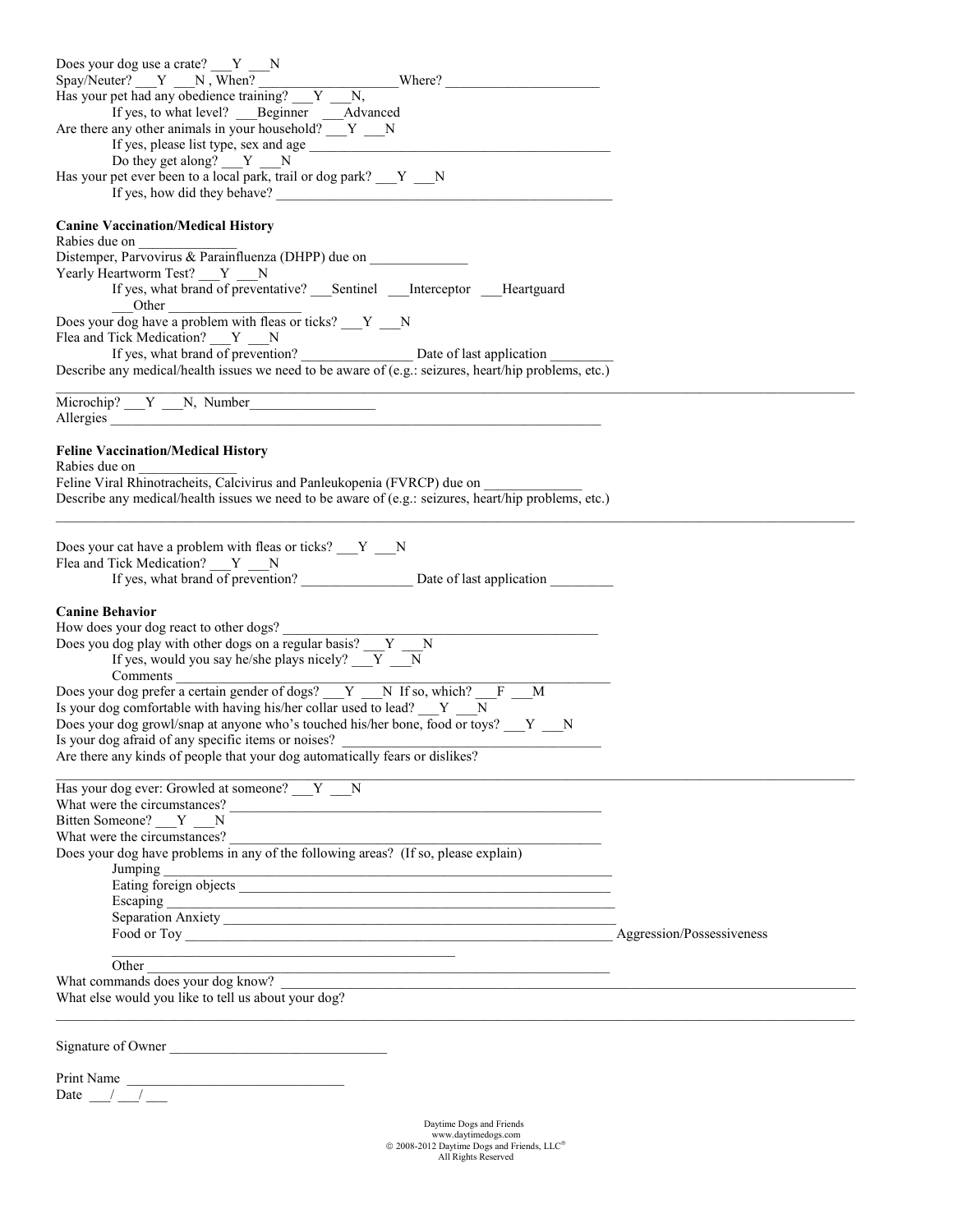Does your dog use a crate? ___Y ___N

Spay/Neuter? ___Y ___N , When? ____________________ Where? ______________________

Has your pet had any obedience training? ___Y ___N,

If yes, to what level? ___Beginner ___Advanced

Are there any other animals in your household? ___Y ___N

If yes, please list type, sex and age ____________________________________________

Do they get along? ___Y ___N

Has your pet ever been to a local park, trail or dog park? ___Y ___N

If yes, how did they behave? __________________________________________________

**Canine Vaccination/Medical History**

Rabies due on ______________

Distemper, Parvovirus & Parainfluenza (DHPP) due on ______________

Yearly Heartworm Test? ___Y ___N

If yes, what brand of preventative? ___Sentinel ___Interceptor ___Heartguard

___Other ___________________

Does your dog have a problem with fleas or ticks? ___Y ___N

Flea and Tick Medication? ___Y ___N

If yes, what brand of prevention? ________________ Date of last application _________

Describe any medical/health issues we need to be aware of (e.g.: seizures, heart/hip problems, etc.)

______________________________________________________________________________________________

Microchip? ___Y ___N, Number__________________

Allergies ___________________________________________________________________________

**Feline Vaccination/Medical History**

Rabies due on ______________

Feline Viral Rhinotracheits, Calcivirus and Panleukopenia (FVRCP) due on ______________

Describe any medical/health issues we need to be aware of (e.g.: seizures, heart/hip problems, etc.)

______________________________________________________________________________________________

Does your cat have a problem with fleas or ticks? ___Y ___N

Flea and Tick Medication? ___Y ___N

If yes, what brand of prevention? ________________ Date of last application _________

**Canine Behavior**

How does your dog react to other dogs? ______________________________________________

Does you dog play with other dogs on a regular basis? ___Y ___N

If yes, would you say he/she plays nicely? ___Y ___N

Comments _____________________________________________________________

Does your dog prefer a certain gender of dogs? ___Y ___N If so, which? ___F ___M

Is your dog comfortable with having his/her collar used to lead? ___Y ___N

Does your dog growl/snap at anyone who's touched his/her bone, food or toys? ___Y ___N

Is your dog afraid of any specific items or noises? _____________________________________

Are there any kinds of people that your dog automatically fears or dislikes?

______________________________________________________________________________________________

Has your dog ever: Growled at someone? ___Y ___N

What were the circumstances? ________________________________________________________

Bitten Someone? ___Y ___N

What were the circumstances? ________________________________________________________

Does your dog have problems in any of the following areas? (If so, please explain)

Jumping _____________________________________________________________________

Eating foreign objects _________________________________________________________

Escaping ____________________________________________________________________

Separation Anxiety ___________________________________________________________

Food or Toy _________________________________________________________________ Aggression/Possessiveness

_______________________________________________

Other _______________________________________________________________________

What commands does your dog know? _______________________________________________________________

What else would you like to tell us about your dog?

______________________________________________________________________________________________

Signature of Owner _______________________________

Print Name _______________________________

Date ___/___/___

Daytime Dogs and Friends
www.daytimedogs.com
© 2008-2012 Daytime Dogs and Friends, LLC®
All Rights Reserved